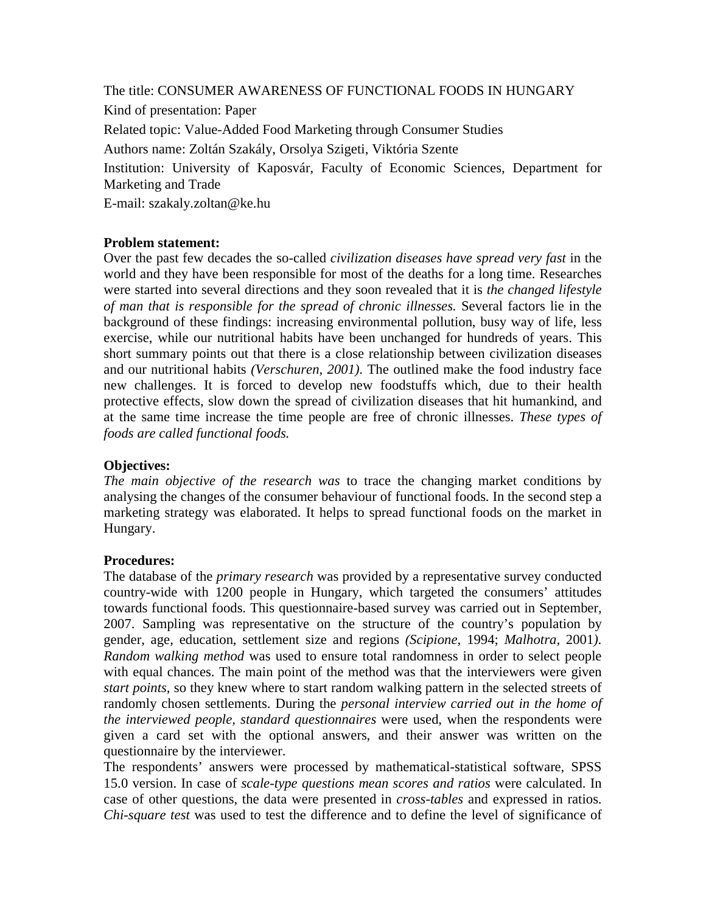The title: CONSUMER AWARENESS OF FUNCTIONAL FOODS IN HUNGARY

Kind of presentation: Paper

Related topic: Value-Added Food Marketing through Consumer Studies

Authors name: Zoltán Szakály, Orsolya Szigeti, Viktória Szente

Institution: University of Kaposvár, Faculty of Economic Sciences, Department for Marketing and Trade

E-mail: szakaly.zoltan@ke.hu

**Problem statement:**

Over the past few decades the so-called *civilization diseases have spread very fast* in the world and they have been responsible for most of the deaths for a long time. Researches were started into several directions and they soon revealed that it is *the changed lifestyle of man that is responsible for the spread of chronic illnesses.* Several factors lie in the background of these findings: increasing environmental pollution, busy way of life, less exercise, while our nutritional habits have been unchanged for hundreds of years. This short summary points out that there is a close relationship between civilization diseases and our nutritional habits *(Verschuren, 2001).* The outlined make the food industry face new challenges. It is forced to develop new foodstuffs which, due to their health protective effects, slow down the spread of civilization diseases that hit humankind, and at the same time increase the time people are free of chronic illnesses. *These types of foods are called functional foods.*

**Objectives:**

*The main objective of the research was* to trace the changing market conditions by analysing the changes of the consumer behaviour of functional foods. In the second step a marketing strategy was elaborated. It helps to spread functional foods on the market in Hungary.

**Procedures:**

The database of the *primary research* was provided by a representative survey conducted country-wide with 1200 people in Hungary, which targeted the consumers' attitudes towards functional foods. This questionnaire-based survey was carried out in September, 2007. Sampling was representative on the structure of the country's population by gender, age, education, settlement size and regions *(Scipione,* 1994; *Malhotra,* 2001*). Random walking method* was used to ensure total randomness in order to select people with equal chances. The main point of the method was that the interviewers were given *start points*, so they knew where to start random walking pattern in the selected streets of randomly chosen settlements. During the *personal interview carried out in the home of the interviewed people, standard questionnaires* were used, when the respondents were given a card set with the optional answers, and their answer was written on the questionnaire by the interviewer.

The respondents' answers were processed by mathematical-statistical software, SPSS 15.0 version. In case of *scale-type questions mean scores and ratios* were calculated. In case of other questions, the data were presented in *cross-tables* and expressed in ratios. *Chi-square test* was used to test the difference and to define the level of significance of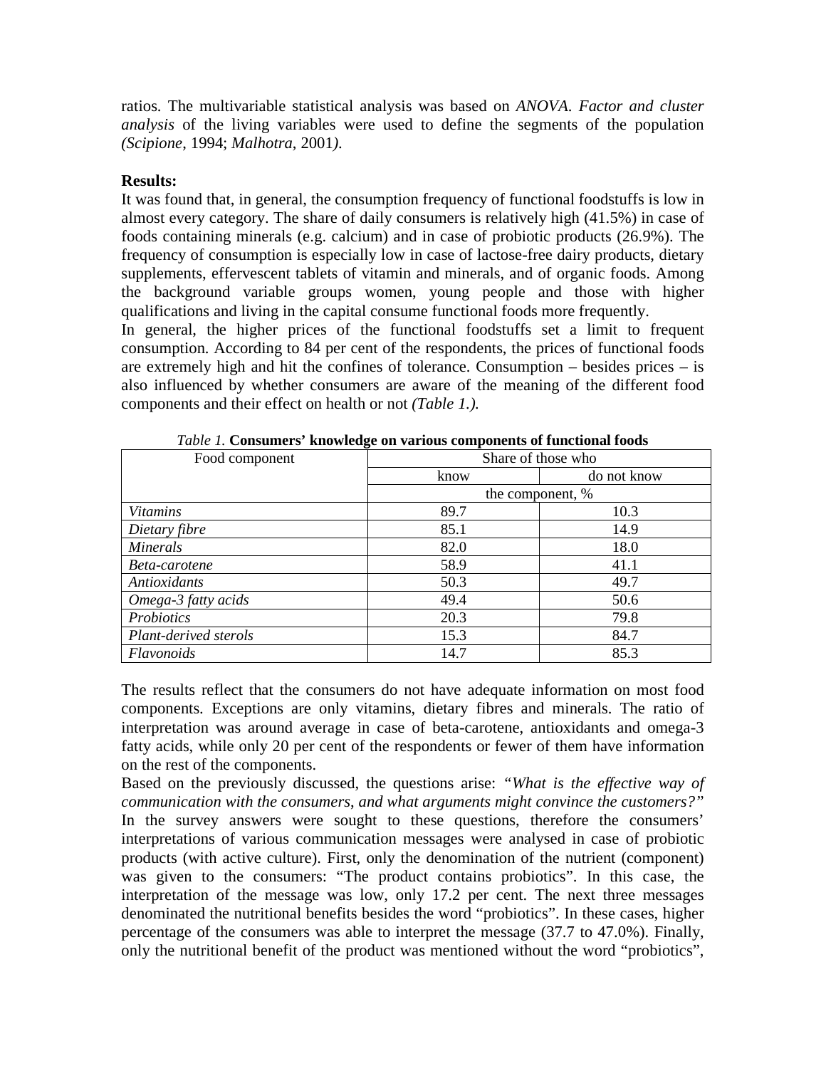ratios. The multivariable statistical analysis was based on *ANOVA*. *Factor and cluster analysis* of the living variables were used to define the segments of the population *(Scipione*, 1994; *Malhotra*, 2001*)*.

**Results:**

It was found that, in general, the consumption frequency of functional foodstuffs is low in almost every category. The share of daily consumers is relatively high (41.5%) in case of foods containing minerals (e.g. calcium) and in case of probiotic products (26.9%). The frequency of consumption is especially low in case of lactose-free dairy products, dietary supplements, effervescent tablets of vitamin and minerals, and of organic foods. Among the background variable groups women, young people and those with higher qualifications and living in the capital consume functional foods more frequently.

In general, the higher prices of the functional foodstuffs set a limit to frequent consumption. According to 84 per cent of the respondents, the prices of functional foods are extremely high and hit the confines of tolerance. Consumption – besides prices – is also influenced by whether consumers are aware of the meaning of the different food components and their effect on health or not *(Table 1.).*

*Table 1.* **Consumers' knowledge on various components of functional foods**

| Food component | Share of those who | |
|---|---|---|
| | know | do not know |
| | the component, % | |
| *Vitamins* | 89.7 | 10.3 |
| *Dietary fibre* | 85.1 | 14.9 |
| *Minerals* | 82.0 | 18.0 |
| *Beta-carotene* | 58.9 | 41.1 |
| *Antioxidants* | 50.3 | 49.7 |
| *Omega-3 fatty acids* | 49.4 | 50.6 |
| *Probiotics* | 20.3 | 79.8 |
| *Plant-derived sterols* | 15.3 | 84.7 |
| *Flavonoids* | 14.7 | 85.3 |

The results reflect that the consumers do not have adequate information on most food components. Exceptions are only vitamins, dietary fibres and minerals. The ratio of interpretation was around average in case of beta-carotene, antioxidants and omega-3 fatty acids, while only 20 per cent of the respondents or fewer of them have information on the rest of the components.

Based on the previously discussed, the questions arise: *"What is the effective way of communication with the consumers, and what arguments might convince the customers?"* In the survey answers were sought to these questions, therefore the consumers' interpretations of various communication messages were analysed in case of probiotic products (with active culture). First, only the denomination of the nutrient (component) was given to the consumers: "The product contains probiotics". In this case, the interpretation of the message was low, only 17.2 per cent. The next three messages denominated the nutritional benefits besides the word "probiotics". In these cases, higher percentage of the consumers was able to interpret the message (37.7 to 47.0%). Finally, only the nutritional benefit of the product was mentioned without the word "probiotics",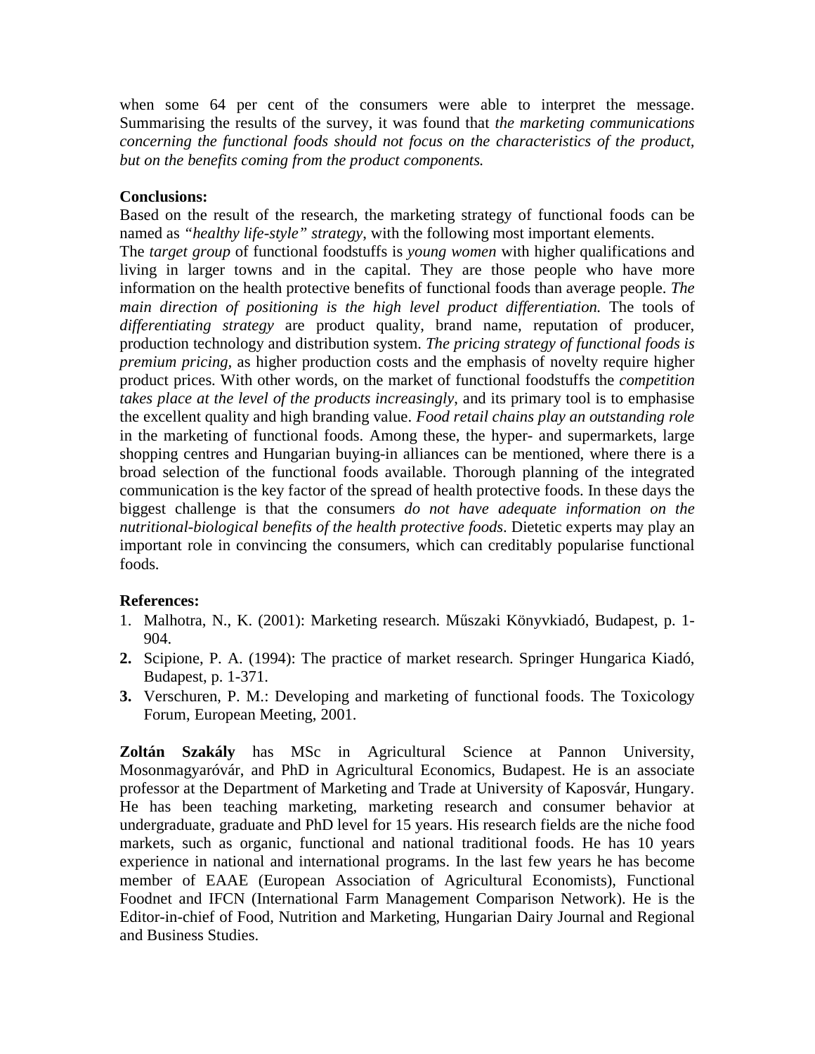when some 64 per cent of the consumers were able to interpret the message. Summarising the results of the survey, it was found that *the marketing communications concerning the functional foods should not focus on the characteristics of the product, but on the benefits coming from the product components.*

**Conclusions:**

Based on the result of the research, the marketing strategy of functional foods can be named as *"healthy life-style" strategy*, with the following most important elements.

The *target group* of functional foodstuffs is *young women* with higher qualifications and living in larger towns and in the capital. They are those people who have more information on the health protective benefits of functional foods than average people. *The main direction of positioning is the high level product differentiation.* The tools of *differentiating strategy* are product quality, brand name, reputation of producer, production technology and distribution system. *The pricing strategy of functional foods is premium pricing,* as higher production costs and the emphasis of novelty require higher product prices. With other words, on the market of functional foodstuffs the *competition takes place at the level of the products increasingly*, and its primary tool is to emphasise the excellent quality and high branding value. *Food retail chains play an outstanding role* in the marketing of functional foods. Among these, the hyper- and supermarkets, large shopping centres and Hungarian buying-in alliances can be mentioned, where there is a broad selection of the functional foods available. Thorough planning of the integrated communication is the key factor of the spread of health protective foods. In these days the biggest challenge is that the consumers *do not have adequate information on the nutritional-biological benefits of the health protective foods*. Dietetic experts may play an important role in convincing the consumers, which can creditably popularise functional foods.

**References:**

1. Malhotra, N., K. (2001): Marketing research. Műszaki Könyvkiadó, Budapest, p. 1-904.
2. Scipione, P. A. (1994): The practice of market research. Springer Hungarica Kiadó, Budapest, p. 1-371.
3. Verschuren, P. M.: Developing and marketing of functional foods. The Toxicology Forum, European Meeting, 2001.

**Zoltán Szakály** has MSc in Agricultural Science at Pannon University, Mosonmagyaróvár, and PhD in Agricultural Economics, Budapest. He is an associate professor at the Department of Marketing and Trade at University of Kaposvár, Hungary. He has been teaching marketing, marketing research and consumer behavior at undergraduate, graduate and PhD level for 15 years. His research fields are the niche food markets, such as organic, functional and national traditional foods. He has 10 years experience in national and international programs. In the last few years he has become member of EAAE (European Association of Agricultural Economists), Functional Foodnet and IFCN (International Farm Management Comparison Network). He is the Editor-in-chief of Food, Nutrition and Marketing, Hungarian Dairy Journal and Regional and Business Studies.